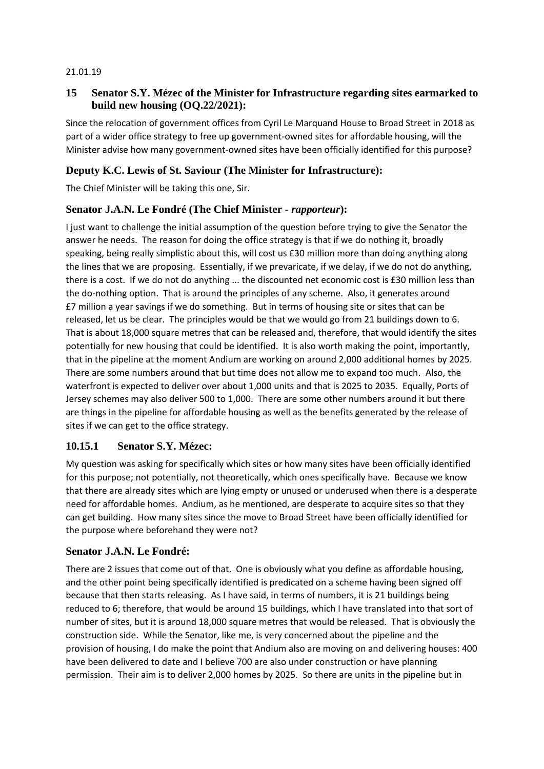21.01.19

### 15 Senator S.Y. Mézec of the Minister for Infrastructure regarding sites earmarked to build new housing (OQ.22/2021):

Since the relocation of government offices from Cyril Le Marquand House to Broad Street in 2018 as part of a wider office strategy to free up government-owned sites for affordable housing, will the Minister advise how many government-owned sites have been officially identified for this purpose?

### Deputy K.C. Lewis of St. Saviour (The Minister for Infrastructure):

The Chief Minister will be taking this one, Sir.

### Senator J.A.N. Le Fondré (The Chief Minister - *rapporteur*):

I just want to challenge the initial assumption of the question before trying to give the Senator the answer he needs. The reason for doing the office strategy is that if we do nothing it, broadly speaking, being really simplistic about this, will cost us £30 million more than doing anything along the lines that we are proposing. Essentially, if we prevaricate, if we delay, if we do not do anything, there is a cost. If we do not do anything ... the discounted net economic cost is £30 million less than the do-nothing option. That is around the principles of any scheme. Also, it generates around £7 million a year savings if we do something. But in terms of housing site or sites that can be released, let us be clear. The principles would be that we would go from 21 buildings down to 6. That is about 18,000 square metres that can be released and, therefore, that would identify the sites potentially for new housing that could be identified. It is also worth making the point, importantly, that in the pipeline at the moment Andium are working on around 2,000 additional homes by 2025. There are some numbers around that but time does not allow me to expand too much. Also, the waterfront is expected to deliver over about 1,000 units and that is 2025 to 2035. Equally, Ports of Jersey schemes may also deliver 500 to 1,000. There are some other numbers around it but there are things in the pipeline for affordable housing as well as the benefits generated by the release of sites if we can get to the office strategy.

### 10.15.1 Senator S.Y. Mézec:

My question was asking for specifically which sites or how many sites have been officially identified for this purpose; not potentially, not theoretically, which ones specifically have. Because we know that there are already sites which are lying empty or unused or underused when there is a desperate need for affordable homes. Andium, as he mentioned, are desperate to acquire sites so that they can get building. How many sites since the move to Broad Street have been officially identified for the purpose where beforehand they were not?

### Senator J.A.N. Le Fondré:

There are 2 issues that come out of that. One is obviously what you define as affordable housing, and the other point being specifically identified is predicated on a scheme having been signed off because that then starts releasing. As I have said, in terms of numbers, it is 21 buildings being reduced to 6; therefore, that would be around 15 buildings, which I have translated into that sort of number of sites, but it is around 18,000 square metres that would be released. That is obviously the construction side. While the Senator, like me, is very concerned about the pipeline and the provision of housing, I do make the point that Andium also are moving on and delivering houses: 400 have been delivered to date and I believe 700 are also under construction or have planning permission. Their aim is to deliver 2,000 homes by 2025. So there are units in the pipeline but in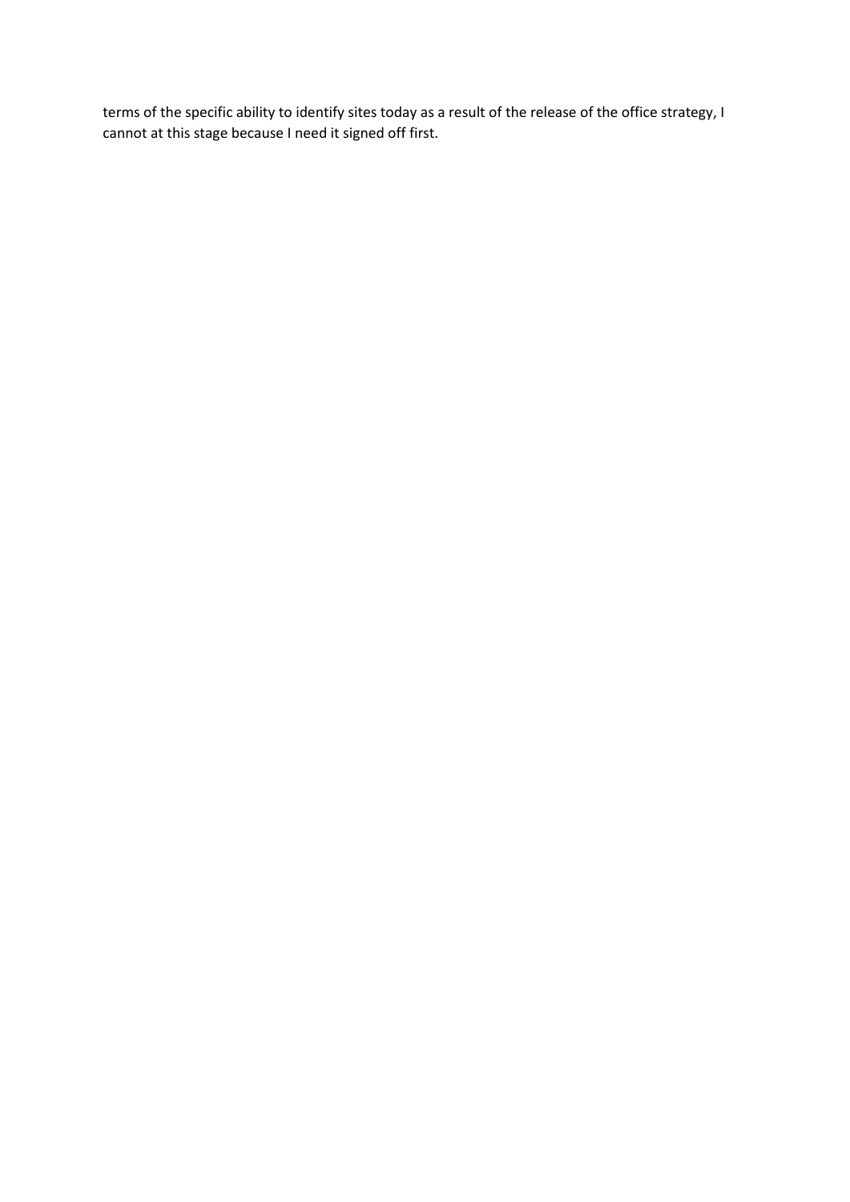terms of the specific ability to identify sites today as a result of the release of the office strategy, I cannot at this stage because I need it signed off first.